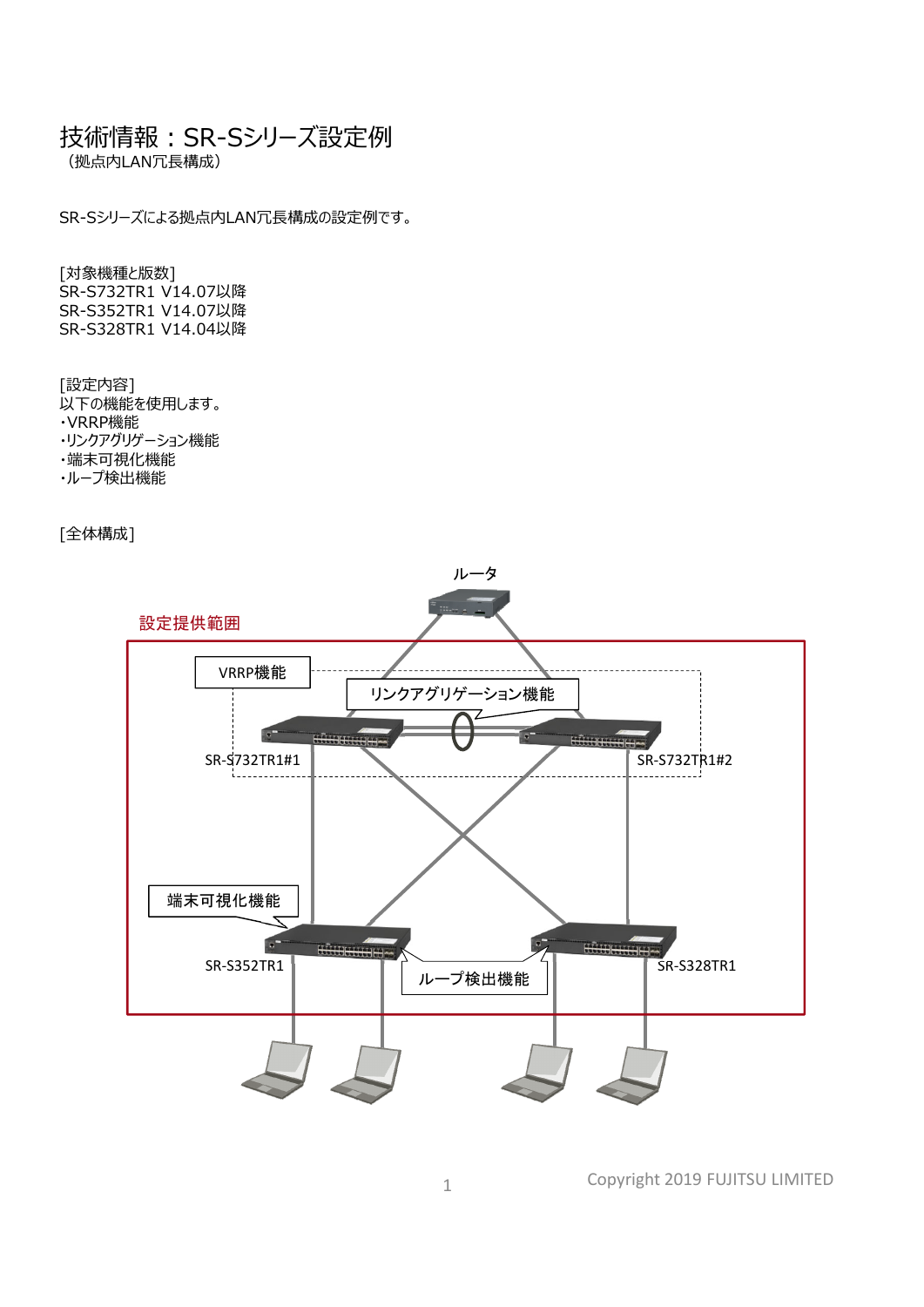# 技術情報：SR-Sシリーズ設定例

（拠点内LAN冗長構成）

SR-Sシリーズによる拠点内LAN冗長構成の設定例です。

[対象機種と版数]
SR-S732TR1 V14.07以降
SR-S352TR1 V14.07以降
SR-S328TR1 V14.04以降

[設定内容]
以下の機能を使用します。
・VRRP機能
・リンクアグリゲーション機能
・端末可視化機能
・ループ検出機能

[全体構成]

ルータ

設定提供範囲

VRRP機能

リンクアグリゲーション機能

SR-S732TR1#1

SR-S732TR1#2

端末可視化機能

SR-S352TR1

ループ検出機能

SR-S328TR1

Copyright 2019 FUJITSU LIMITED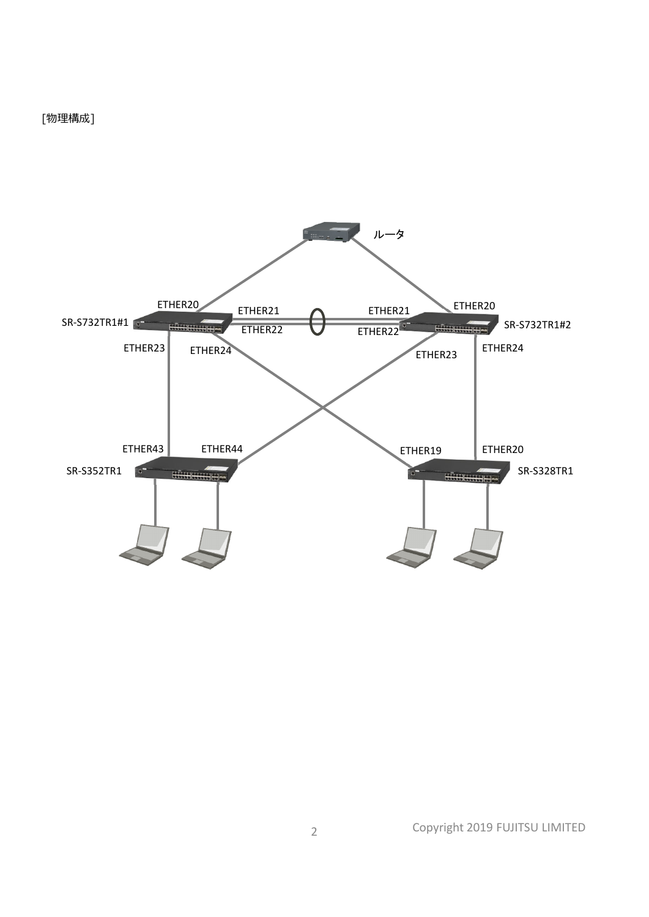[物理構成]

ルータ

SR-S732TR1#1

ETHER20

ETHER21

ETHER22

ETHER23

ETHER24

SR-S732TR1#2

ETHER20

ETHER21

ETHER22

ETHER23

ETHER24

SR-S352TR1

ETHER43

ETHER44

SR-S328TR1

ETHER19

ETHER20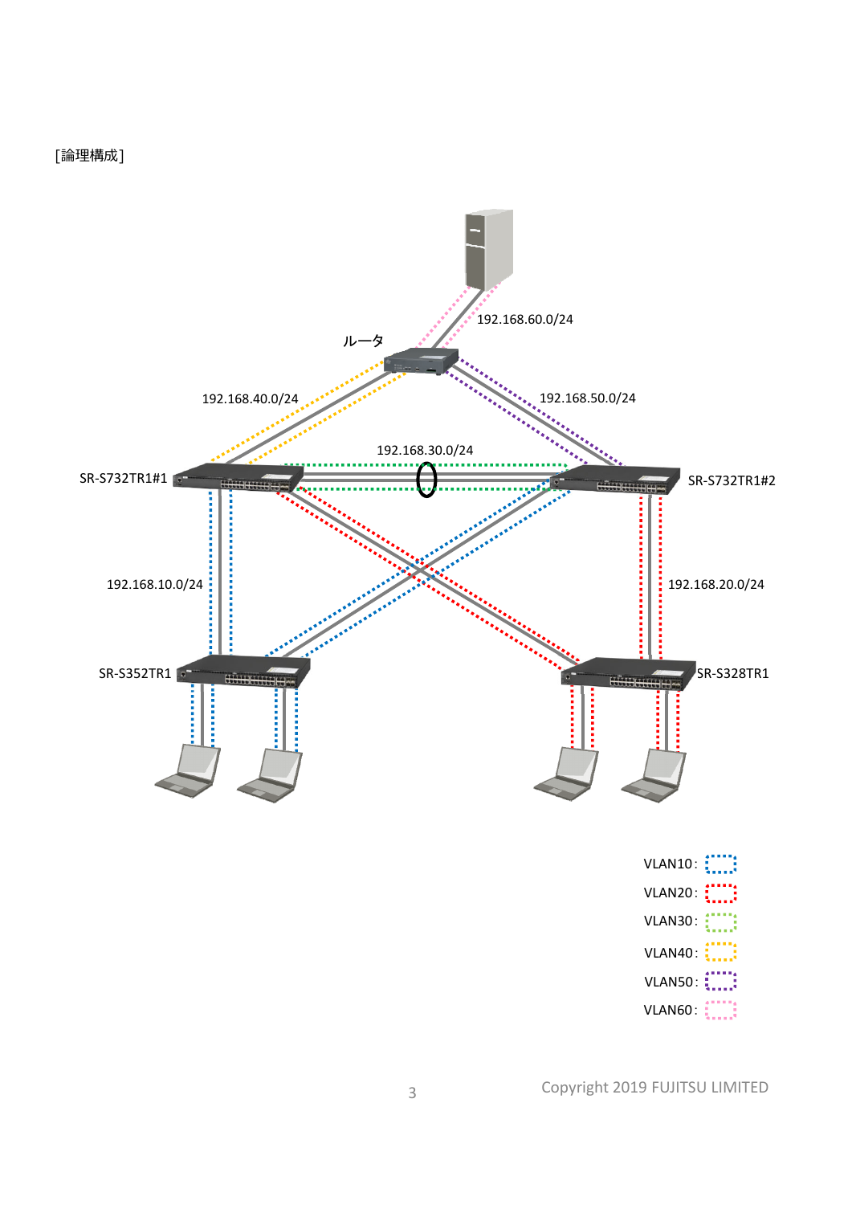[論理構成]

ルータ

192.168.60.0/24

192.168.40.0/24

192.168.50.0/24

192.168.30.0/24

SR-S732TR1#1

SR-S732TR1#2

192.168.10.0/24

192.168.20.0/24

SR-S352TR1

SR-S328TR1

VLAN10：

VLAN20：

VLAN30：

VLAN40：

VLAN50：

VLAN60：

Copyright 2019 FUJITSU LIMITED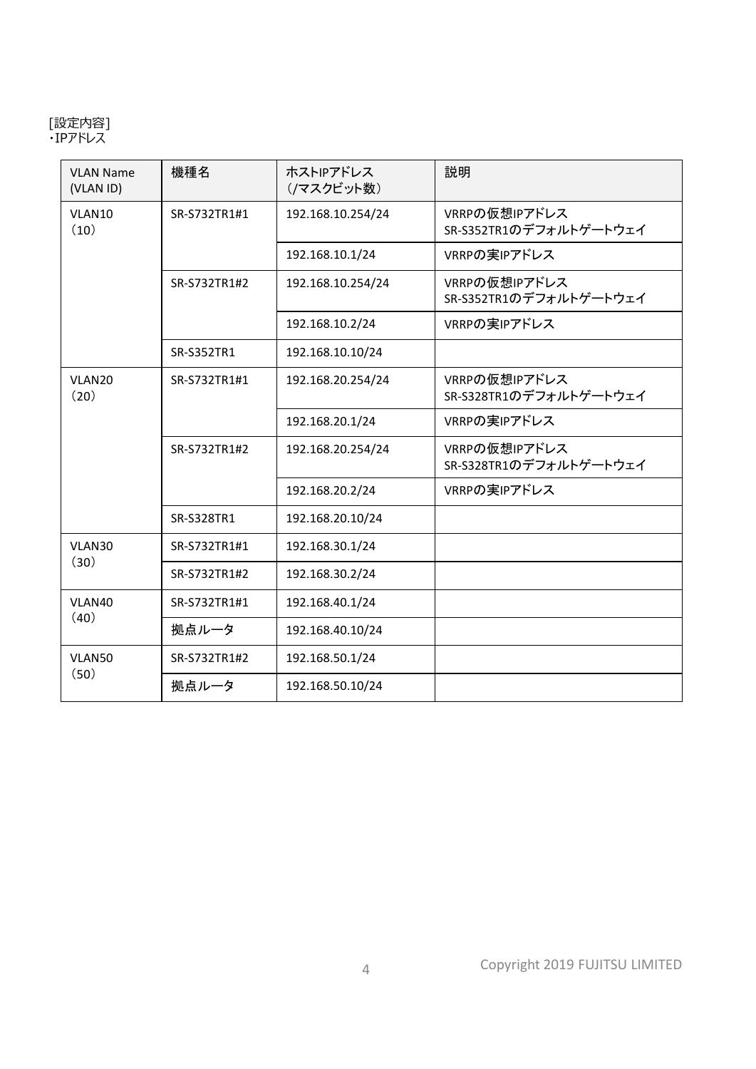[設定内容]
・IPアドレス

| VLAN Name (VLAN ID) | 機種名 | ホストIPアドレス (/マスクビット数) | 説明 |
|---|---|---|---|
| VLAN10 (10) | SR-S732TR1#1 | 192.168.10.254/24 | VRRPの仮想IPアドレス SR-S352TR1のデフォルトゲートウェイ |
| | | 192.168.10.1/24 | VRRPの実IPアドレス |
| | SR-S732TR1#2 | 192.168.10.254/24 | VRRPの仮想IPアドレス SR-S352TR1のデフォルトゲートウェイ |
| | | 192.168.10.2/24 | VRRPの実IPアドレス |
| | SR-S352TR1 | 192.168.10.10/24 | |
| VLAN20 (20) | SR-S732TR1#1 | 192.168.20.254/24 | VRRPの仮想IPアドレス SR-S328TR1のデフォルトゲートウェイ |
| | | 192.168.20.1/24 | VRRPの実IPアドレス |
| | SR-S732TR1#2 | 192.168.20.254/24 | VRRPの仮想IPアドレス SR-S328TR1のデフォルトゲートウェイ |
| | | 192.168.20.2/24 | VRRPの実IPアドレス |
| | SR-S328TR1 | 192.168.20.10/24 | |
| VLAN30 (30) | SR-S732TR1#1 | 192.168.30.1/24 | |
| | SR-S732TR1#2 | 192.168.30.2/24 | |
| VLAN40 (40) | SR-S732TR1#1 | 192.168.40.1/24 | |
| | 拠点ルータ | 192.168.40.10/24 | |
| VLAN50 (50) | SR-S732TR1#2 | 192.168.50.1/24 | |
| | 拠点ルータ | 192.168.50.10/24 | |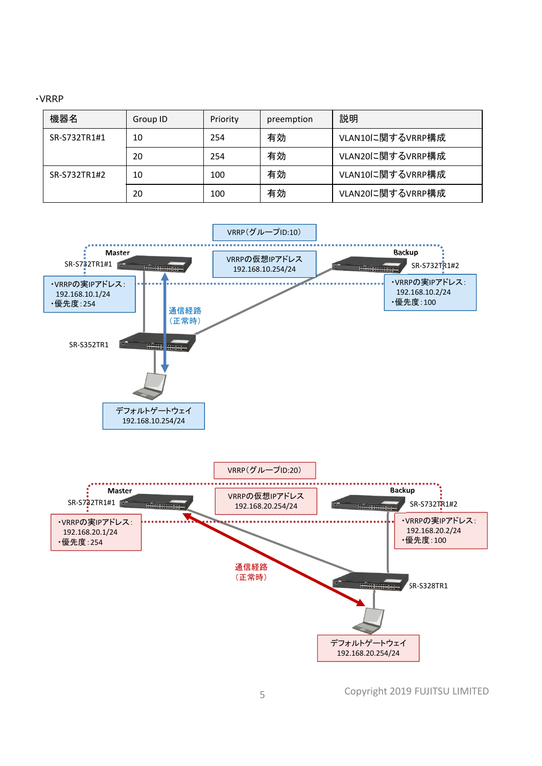・VRRP

| 機器名 | Group ID | Priority | preemption | 説明 |
|---|---|---|---|---|
| SR-S732TR1#1 | 10 | 254 | 有効 | VLAN10に関するVRRP構成 |
| | 20 | 254 | 有効 | VLAN20に関するVRRP構成 |
| SR-S732TR1#2 | 10 | 100 | 有効 | VLAN10に関するVRRP構成 |
| | 20 | 100 | 有効 | VLAN20に関するVRRP構成 |

VRRP（グループID:10）

Master SR-S732TR1#1
・VRRPの実IPアドレス：192.168.10.1/24
・優先度：254

VRRPの仮想IPアドレス 192.168.10.254/24

Backup SR-S732TR1#2
・VRRPの実IPアドレス：192.168.10.2/24
・優先度：100

通信経路（正常時）

SR-S352TR1

デフォルトゲートウェイ 192.168.10.254/24

VRRP（グループID:20）

Master SR-S732TR1#1
・VRRPの実IPアドレス：192.168.20.1/24
・優先度：254

VRRPの仮想IPアドレス 192.168.20.254/24

Backup SR-S732TR1#2
・VRRPの実IPアドレス：192.168.20.2/24
・優先度：100

通信経路（正常時）

SR-S328TR1

デフォルトゲートウェイ 192.168.20.254/24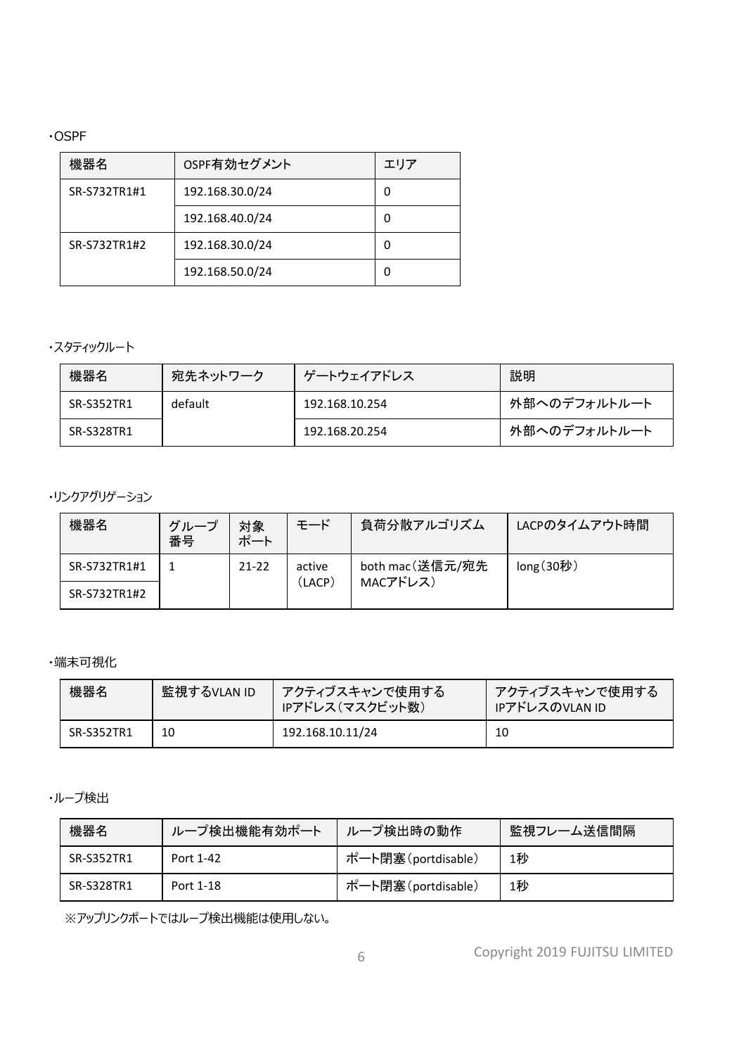・OSPF

| 機器名 | OSPF有効セグメント | エリア |
| --- | --- | --- |
| SR-S732TR1#1 | 192.168.30.0/24 | 0 |
| | 192.168.40.0/24 | 0 |
| SR-S732TR1#2 | 192.168.30.0/24 | 0 |
| | 192.168.50.0/24 | 0 |

・スタティックルート

| 機器名 | 宛先ネットワーク | ゲートウェイアドレス | 説明 |
| --- | --- | --- | --- |
| SR-S352TR1 | default | 192.168.10.254 | 外部へのデフォルトルート |
| SR-S328TR1 | | 192.168.20.254 | 外部へのデフォルトルート |

・リンクアグリゲーション

| 機器名 | グループ番号 | 対象ポート | モード | 負荷分散アルゴリズム | LACPのタイムアウト時間 |
| --- | --- | --- | --- | --- | --- |
| SR-S732TR1#1 | 1 | 21-22 | active（LACP） | both mac（送信元/宛先MACアドレス） | long（30秒） |
| SR-S732TR1#2 | | | | | |

・端末可視化

| 機器名 | 監視するVLAN ID | アクティブスキャンで使用するIPアドレス（マスクビット数） | アクティブスキャンで使用するIPアドレスのVLAN ID |
| --- | --- | --- | --- |
| SR-S352TR1 | 10 | 192.168.10.11/24 | 10 |

・ループ検出

| 機器名 | ループ検出機能有効ポート | ループ検出時の動作 | 監視フレーム送信間隔 |
| --- | --- | --- | --- |
| SR-S352TR1 | Port 1-42 | ポート閉塞（portdisable） | 1秒 |
| SR-S328TR1 | Port 1-18 | ポート閉塞（portdisable） | 1秒 |

※アップリンクポートではループ検出機能は使用しない。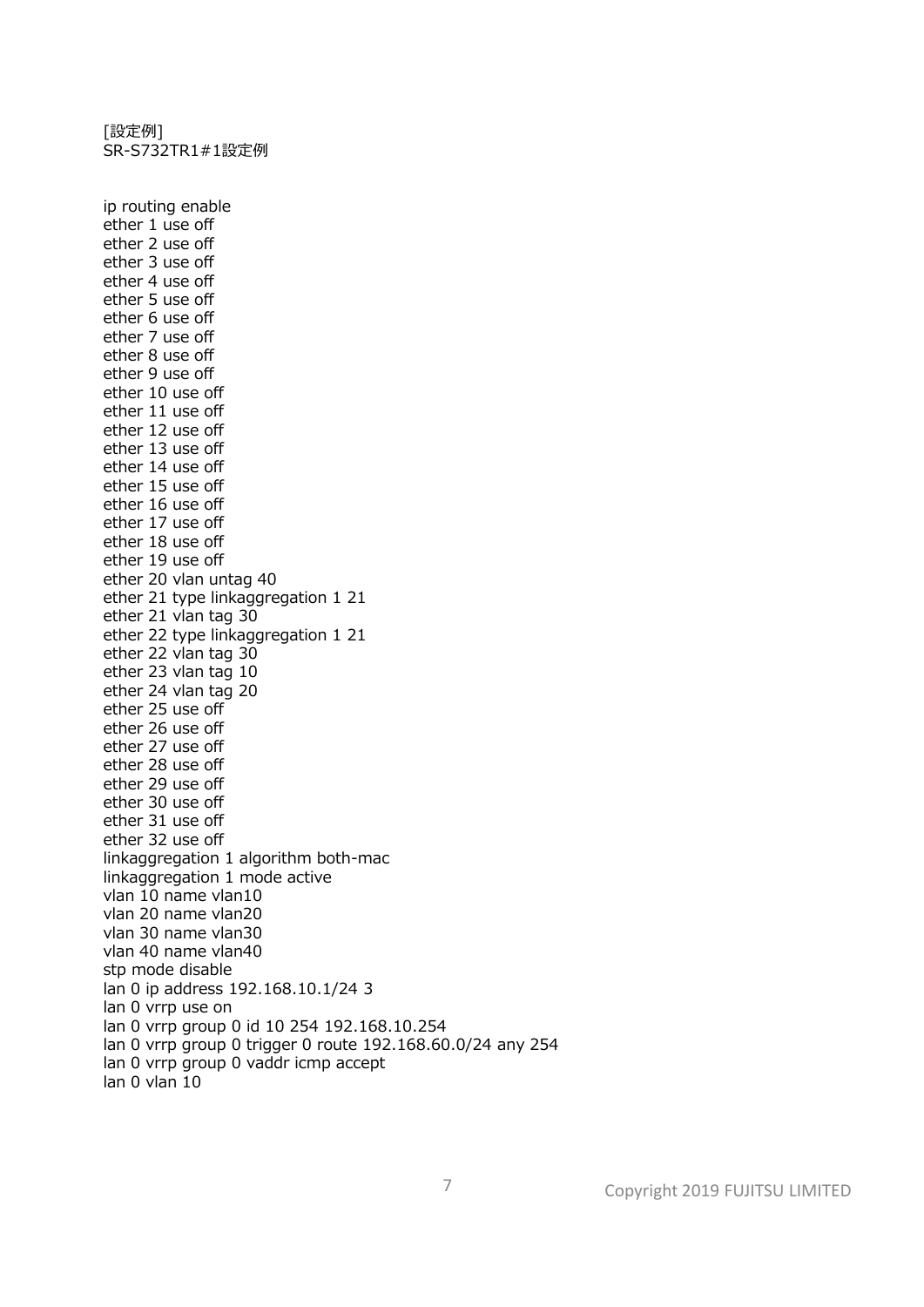[設定例]
SR-S732TR1#1設定例

```
ip routing enable
ether 1 use off
ether 2 use off
ether 3 use off
ether 4 use off
ether 5 use off
ether 6 use off
ether 7 use off
ether 8 use off
ether 9 use off
ether 10 use off
ether 11 use off
ether 12 use off
ether 13 use off
ether 14 use off
ether 15 use off
ether 16 use off
ether 17 use off
ether 18 use off
ether 19 use off
ether 20 vlan untag 40
ether 21 type linkaggregation 1 21
ether 21 vlan tag 30
ether 22 type linkaggregation 1 21
ether 22 vlan tag 30
ether 23 vlan tag 10
ether 24 vlan tag 20
ether 25 use off
ether 26 use off
ether 27 use off
ether 28 use off
ether 29 use off
ether 30 use off
ether 31 use off
ether 32 use off
linkaggregation 1 algorithm both-mac
linkaggregation 1 mode active
vlan 10 name vlan10
vlan 20 name vlan20
vlan 30 name vlan30
vlan 40 name vlan40
stp mode disable
lan 0 ip address 192.168.10.1/24 3
lan 0 vrrp use on
lan 0 vrrp group 0 id 10 254 192.168.10.254
lan 0 vrrp group 0 trigger 0 route 192.168.60.0/24 any 254
lan 0 vrrp group 0 vaddr icmp accept
lan 0 vlan 10
```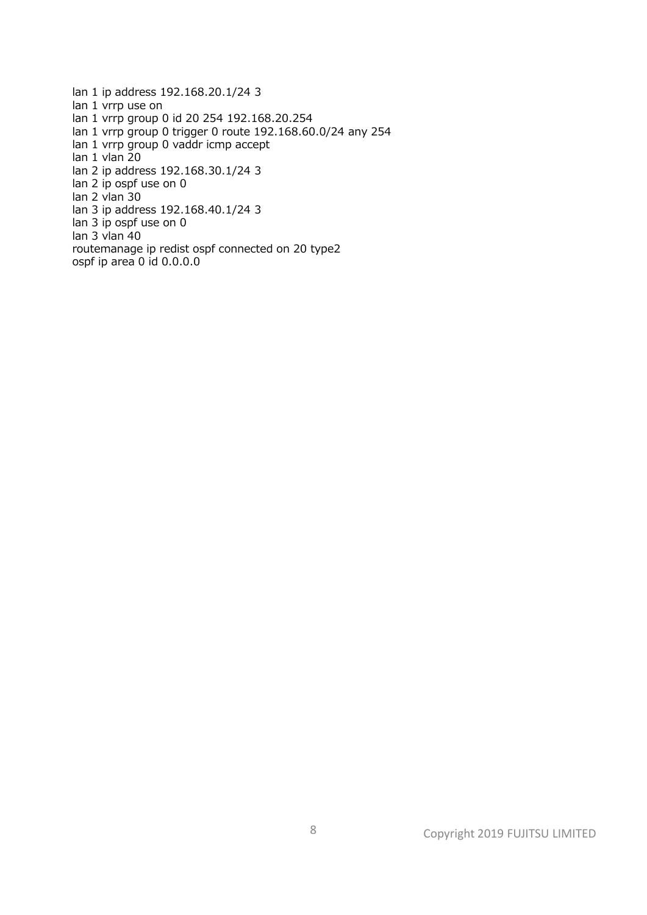```
lan 1 ip address 192.168.20.1/24 3
lan 1 vrrp use on
lan 1 vrrp group 0 id 20 254 192.168.20.254
lan 1 vrrp group 0 trigger 0 route 192.168.60.0/24 any 254
lan 1 vrrp group 0 vaddr icmp accept
lan 1 vlan 20
lan 2 ip address 192.168.30.1/24 3
lan 2 ip ospf use on 0
lan 2 vlan 30
lan 3 ip address 192.168.40.1/24 3
lan 3 ip ospf use on 0
lan 3 vlan 40
routemanage ip redist ospf connected on 20 type2
ospf ip area 0 id 0.0.0.0
```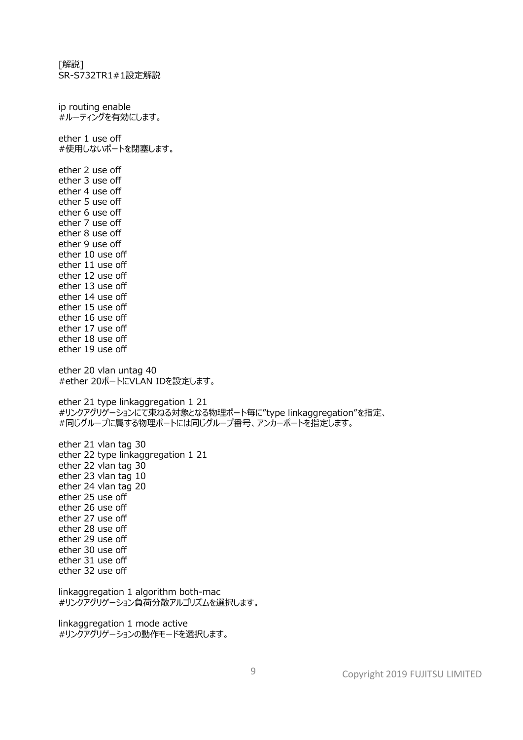[解説]
SR-S732TR1#1設定解説

ip routing enable
#ルーティングを有効にします。

ether 1 use off
#使用しないポートを閉塞します。

ether 2 use off
ether 3 use off
ether 4 use off
ether 5 use off
ether 6 use off
ether 7 use off
ether 8 use off
ether 9 use off
ether 10 use off
ether 11 use off
ether 12 use off
ether 13 use off
ether 14 use off
ether 15 use off
ether 16 use off
ether 17 use off
ether 18 use off
ether 19 use off

ether 20 vlan untag 40
#ether 20ポートにVLAN IDを設定します。

ether 21 type linkaggregation 1 21
#リンクアグリゲーションにて束ねる対象となる物理ポート毎に"type linkaggregation"を指定、
#同じグループに属する物理ポートには同じグループ番号、アンカーポートを指定します。

ether 21 vlan tag 30
ether 22 type linkaggregation 1 21
ether 22 vlan tag 30
ether 23 vlan tag 10
ether 24 vlan tag 20
ether 25 use off
ether 26 use off
ether 27 use off
ether 28 use off
ether 29 use off
ether 30 use off
ether 31 use off
ether 32 use off

linkaggregation 1 algorithm both-mac
#リンクアグリゲーション負荷分散アルゴリズムを選択します。

linkaggregation 1 mode active
#リンクアグリゲーションの動作モードを選択します。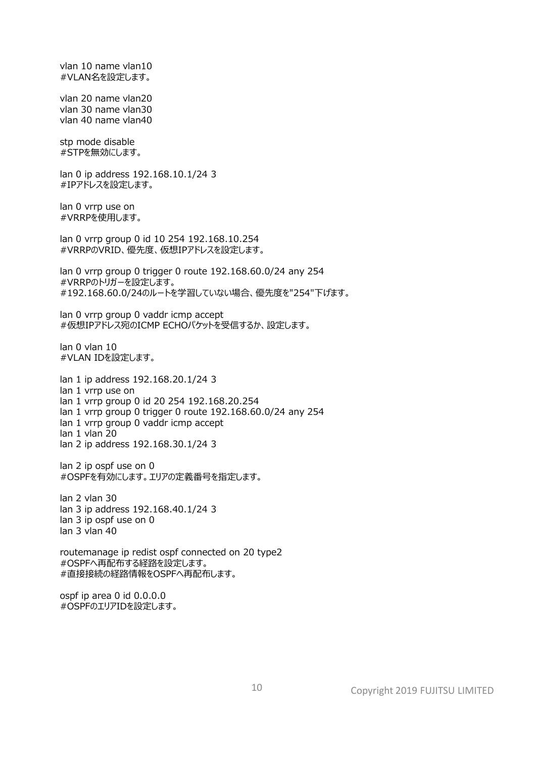```
vlan 10 name vlan10
#VLAN名を設定します。

vlan 20 name vlan20
vlan 30 name vlan30
vlan 40 name vlan40

stp mode disable
#STPを無効にします。

lan 0 ip address 192.168.10.1/24 3
#IPアドレスを設定します。

lan 0 vrrp use on
#VRRPを使用します。

lan 0 vrrp group 0 id 10 254 192.168.10.254
#VRRPのVRID、優先度、仮想IPアドレスを設定します。

lan 0 vrrp group 0 trigger 0 route 192.168.60.0/24 any 254
#VRRPのトリガーを設定します。
#192.168.60.0/24のルートを学習していない場合、優先度を"254"下げます。

lan 0 vrrp group 0 vaddr icmp accept
#仮想IPアドレス宛のICMP ECHOパケットを受信するか、設定します。

lan 0 vlan 10
#VLAN IDを設定します。

lan 1 ip address 192.168.20.1/24 3
lan 1 vrrp use on
lan 1 vrrp group 0 id 20 254 192.168.20.254
lan 1 vrrp group 0 trigger 0 route 192.168.60.0/24 any 254
lan 1 vrrp group 0 vaddr icmp accept
lan 1 vlan 20
lan 2 ip address 192.168.30.1/24 3

lan 2 ip ospf use on 0
#OSPFを有効にします。エリアの定義番号を指定します。

lan 2 vlan 30
lan 3 ip address 192.168.40.1/24 3
lan 3 ip ospf use on 0
lan 3 vlan 40

routemanage ip redist ospf connected on 20 type2
#OSPFへ再配布する経路を設定します。
#直接接続の経路情報をOSPFへ再配布します。

ospf ip area 0 id 0.0.0.0
#OSPFのエリアIDを設定します。
```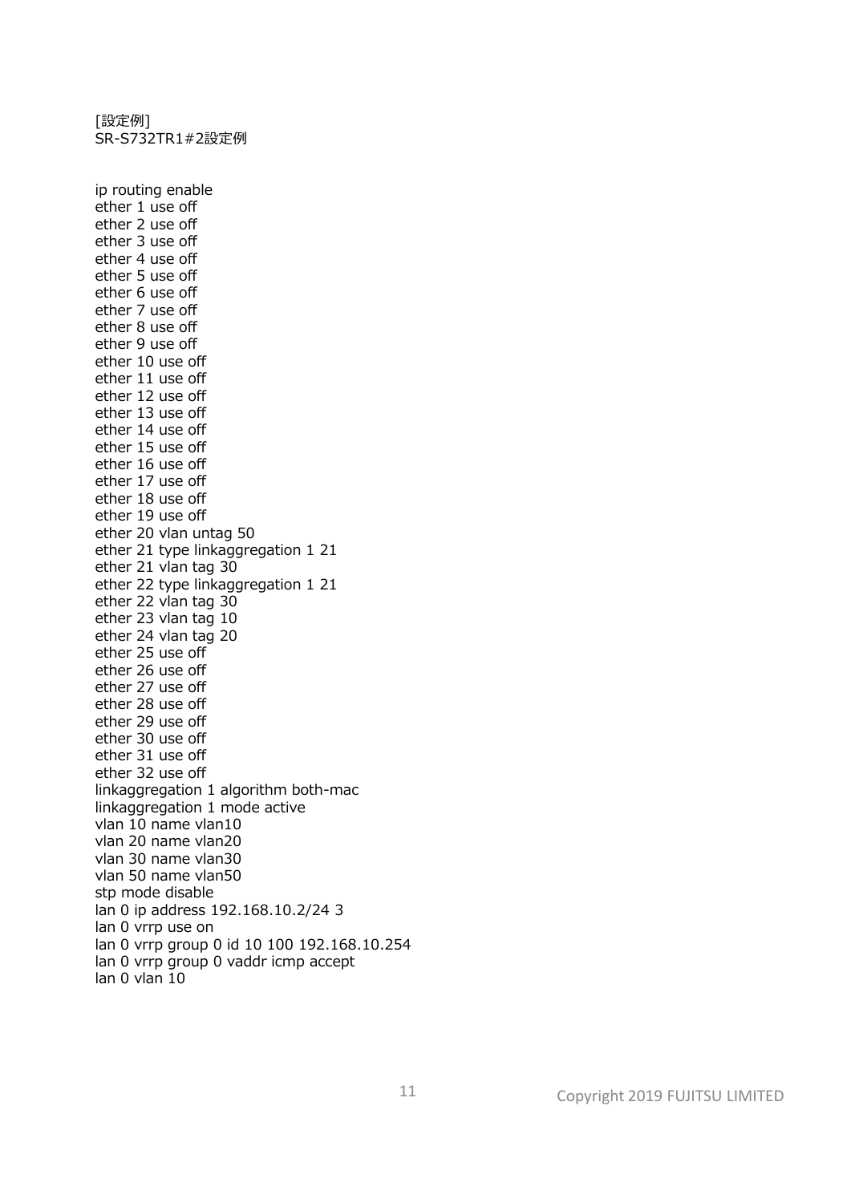[設定例]
SR-S732TR1#2設定例

```
ip routing enable
ether 1 use off
ether 2 use off
ether 3 use off
ether 4 use off
ether 5 use off
ether 6 use off
ether 7 use off
ether 8 use off
ether 9 use off
ether 10 use off
ether 11 use off
ether 12 use off
ether 13 use off
ether 14 use off
ether 15 use off
ether 16 use off
ether 17 use off
ether 18 use off
ether 19 use off
ether 20 vlan untag 50
ether 21 type linkaggregation 1 21
ether 21 vlan tag 30
ether 22 type linkaggregation 1 21
ether 22 vlan tag 30
ether 23 vlan tag 10
ether 24 vlan tag 20
ether 25 use off
ether 26 use off
ether 27 use off
ether 28 use off
ether 29 use off
ether 30 use off
ether 31 use off
ether 32 use off
linkaggregation 1 algorithm both-mac
linkaggregation 1 mode active
vlan 10 name vlan10
vlan 20 name vlan20
vlan 30 name vlan30
vlan 50 name vlan50
stp mode disable
lan 0 ip address 192.168.10.2/24 3
lan 0 vrrp use on
lan 0 vrrp group 0 id 10 100 192.168.10.254
lan 0 vrrp group 0 vaddr icmp accept
lan 0 vlan 10
```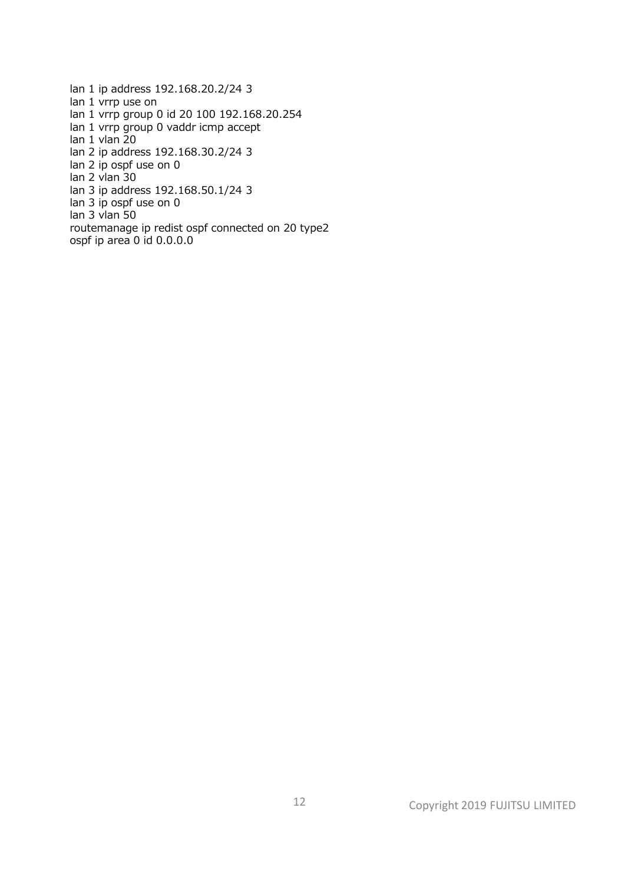```
lan 1 ip address 192.168.20.2/24 3
lan 1 vrrp use on
lan 1 vrrp group 0 id 20 100 192.168.20.254
lan 1 vrrp group 0 vaddr icmp accept
lan 1 vlan 20
lan 2 ip address 192.168.30.2/24 3
lan 2 ip ospf use on 0
lan 2 vlan 30
lan 3 ip address 192.168.50.1/24 3
lan 3 ip ospf use on 0
lan 3 vlan 50
routemanage ip redist ospf connected on 20 type2
ospf ip area 0 id 0.0.0.0
```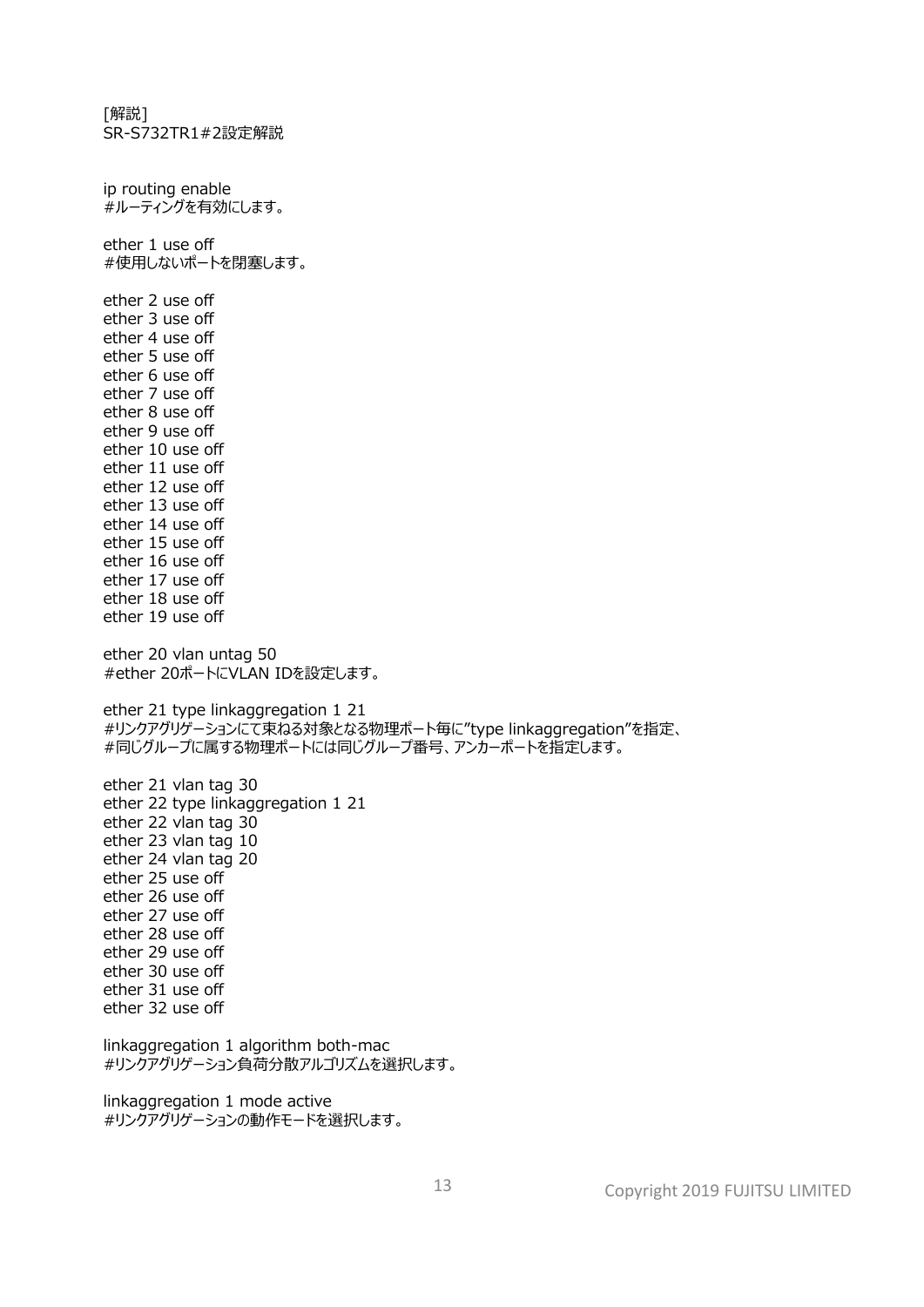[解説]
SR-S732TR1#2設定解説

ip routing enable
#ルーティングを有効にします。

ether 1 use off
#使用しないポートを閉塞します。

ether 2 use off
ether 3 use off
ether 4 use off
ether 5 use off
ether 6 use off
ether 7 use off
ether 8 use off
ether 9 use off
ether 10 use off
ether 11 use off
ether 12 use off
ether 13 use off
ether 14 use off
ether 15 use off
ether 16 use off
ether 17 use off
ether 18 use off
ether 19 use off

ether 20 vlan untag 50
#ether 20ポートにVLAN IDを設定します。

ether 21 type linkaggregation 1 21
#リンクアグリゲーションにて束ねる対象となる物理ポート毎に"type linkaggregation"を指定、
#同じグループに属する物理ポートには同じグループ番号、アンカーポートを指定します。

ether 21 vlan tag 30
ether 22 type linkaggregation 1 21
ether 22 vlan tag 30
ether 23 vlan tag 10
ether 24 vlan tag 20
ether 25 use off
ether 26 use off
ether 27 use off
ether 28 use off
ether 29 use off
ether 30 use off
ether 31 use off
ether 32 use off

linkaggregation 1 algorithm both-mac
#リンクアグリゲーション負荷分散アルゴリズムを選択します。

linkaggregation 1 mode active
#リンクアグリゲーションの動作モードを選択します。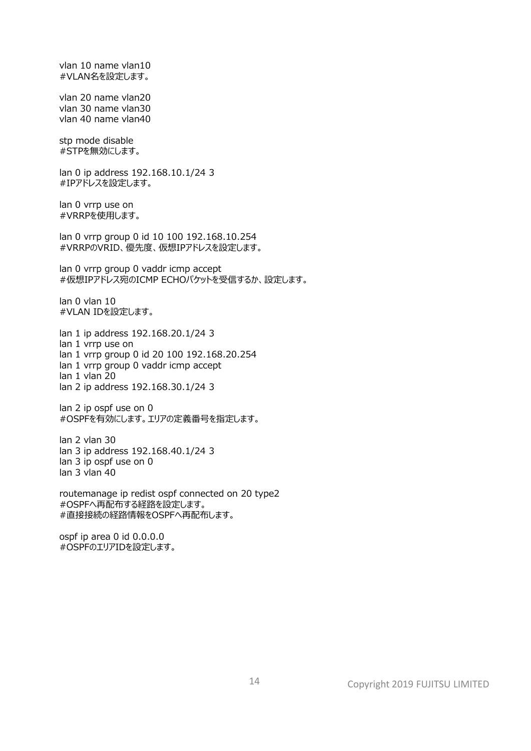```
vlan 10 name vlan10
#VLAN名を設定します。

vlan 20 name vlan20
vlan 30 name vlan30
vlan 40 name vlan40

stp mode disable
#STPを無効にします。

lan 0 ip address 192.168.10.1/24 3
#IPアドレスを設定します。

lan 0 vrrp use on
#VRRPを使用します。

lan 0 vrrp group 0 id 10 100 192.168.10.254
#VRRPのVRID、優先度、仮想IPアドレスを設定します。

lan 0 vrrp group 0 vaddr icmp accept
#仮想IPアドレス宛のICMP ECHOパケットを受信するか、設定します。

lan 0 vlan 10
#VLAN IDを設定します。

lan 1 ip address 192.168.20.1/24 3
lan 1 vrrp use on
lan 1 vrrp group 0 id 20 100 192.168.20.254
lan 1 vrrp group 0 vaddr icmp accept
lan 1 vlan 20
lan 2 ip address 192.168.30.1/24 3

lan 2 ip ospf use on 0
#OSPFを有効にします。エリアの定義番号を指定します。

lan 2 vlan 30
lan 3 ip address 192.168.40.1/24 3
lan 3 ip ospf use on 0
lan 3 vlan 40

routemanage ip redist ospf connected on 20 type2
#OSPFへ再配布する経路を設定します。
#直接接続の経路情報をOSPFへ再配布します。

ospf ip area 0 id 0.0.0.0
#OSPFのエリアIDを設定します。
```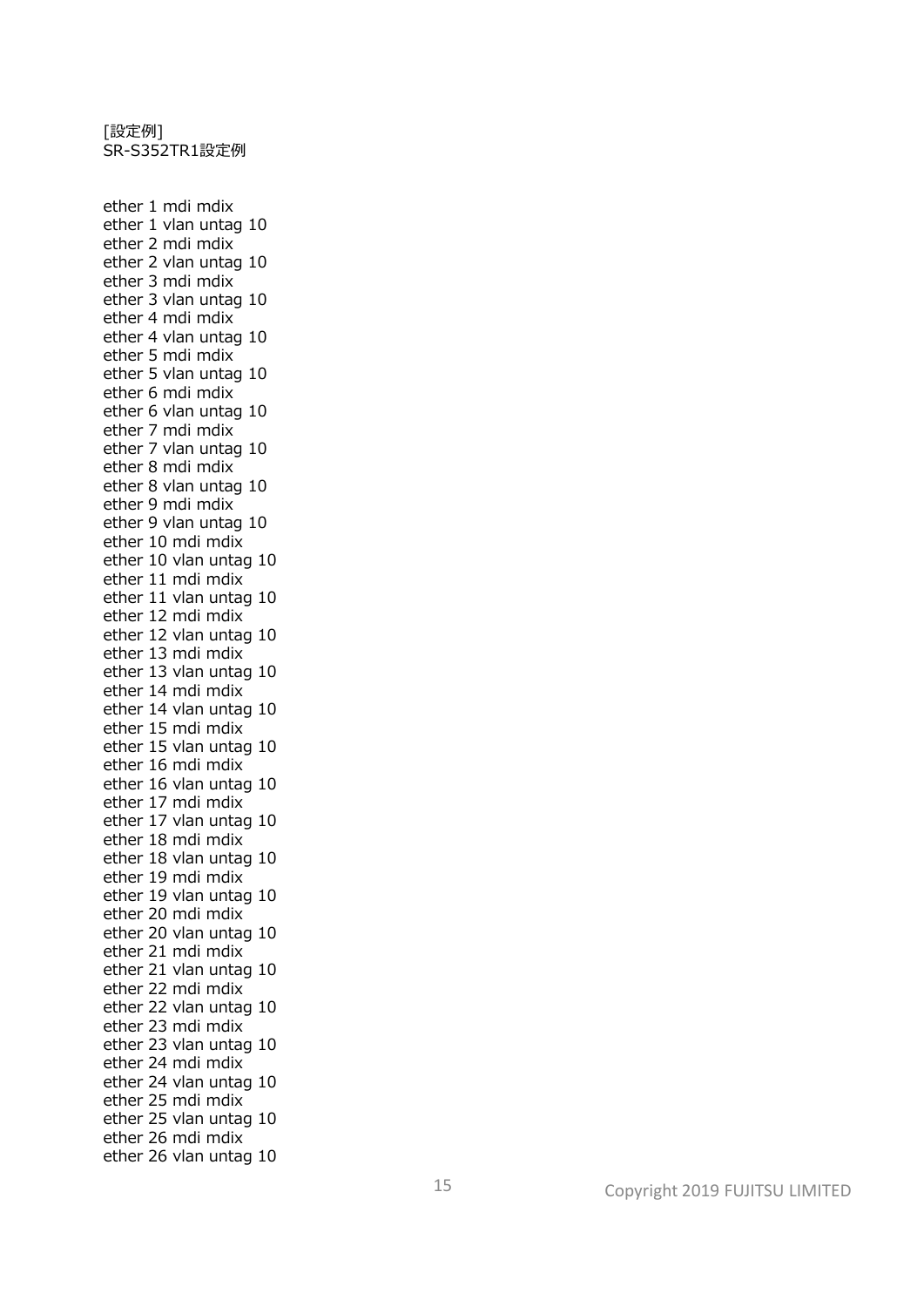[設定例]
SR-S352TR1設定例

```
ether 1 mdi mdix
ether 1 vlan untag 10
ether 2 mdi mdix
ether 2 vlan untag 10
ether 3 mdi mdix
ether 3 vlan untag 10
ether 4 mdi mdix
ether 4 vlan untag 10
ether 5 mdi mdix
ether 5 vlan untag 10
ether 6 mdi mdix
ether 6 vlan untag 10
ether 7 mdi mdix
ether 7 vlan untag 10
ether 8 mdi mdix
ether 8 vlan untag 10
ether 9 mdi mdix
ether 9 vlan untag 10
ether 10 mdi mdix
ether 10 vlan untag 10
ether 11 mdi mdix
ether 11 vlan untag 10
ether 12 mdi mdix
ether 12 vlan untag 10
ether 13 mdi mdix
ether 13 vlan untag 10
ether 14 mdi mdix
ether 14 vlan untag 10
ether 15 mdi mdix
ether 15 vlan untag 10
ether 16 mdi mdix
ether 16 vlan untag 10
ether 17 mdi mdix
ether 17 vlan untag 10
ether 18 mdi mdix
ether 18 vlan untag 10
ether 19 mdi mdix
ether 19 vlan untag 10
ether 20 mdi mdix
ether 20 vlan untag 10
ether 21 mdi mdix
ether 21 vlan untag 10
ether 22 mdi mdix
ether 22 vlan untag 10
ether 23 mdi mdix
ether 23 vlan untag 10
ether 24 mdi mdix
ether 24 vlan untag 10
ether 25 mdi mdix
ether 25 vlan untag 10
ether 26 mdi mdix
ether 26 vlan untag 10
```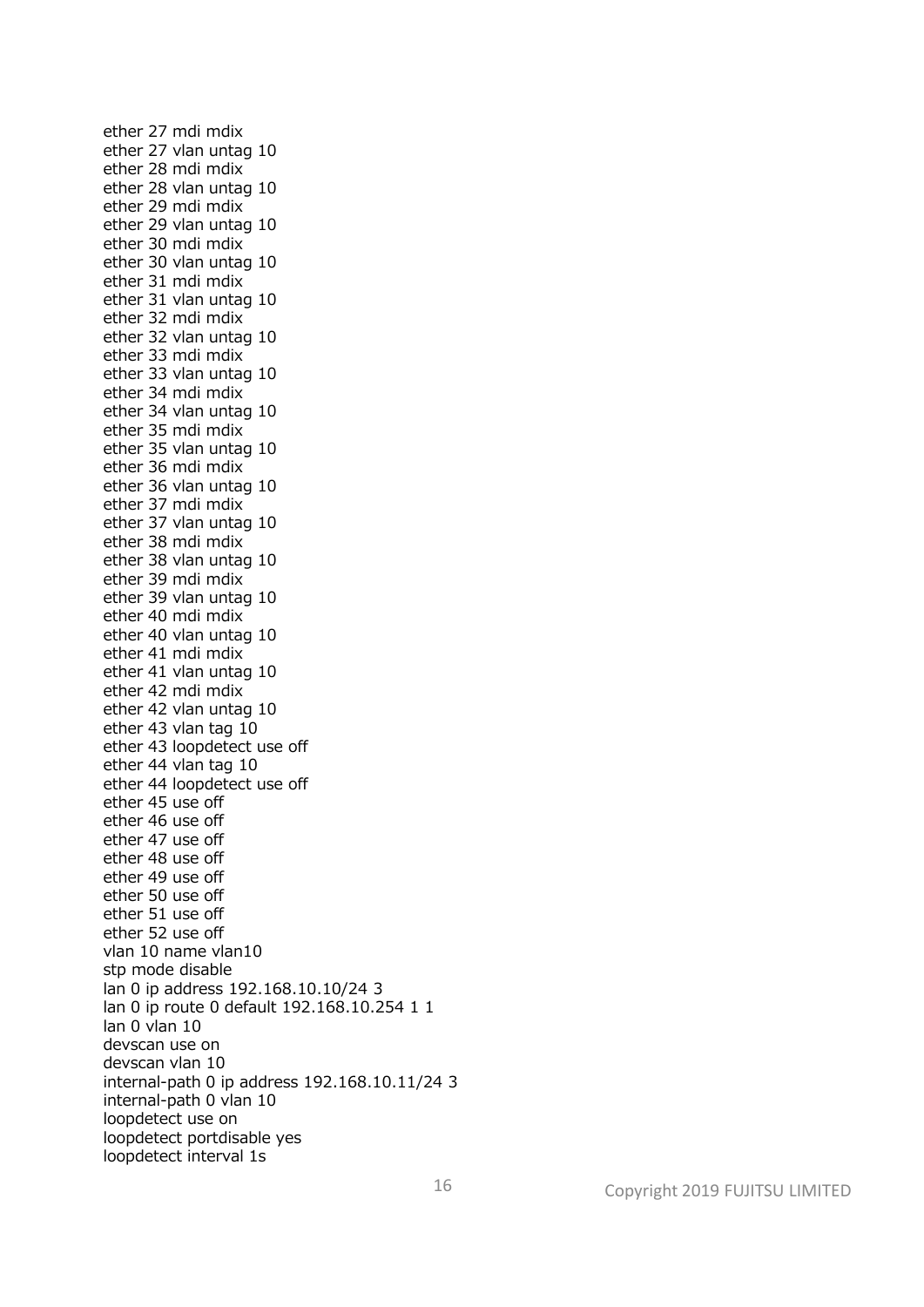```
ether 27 mdi mdix
ether 27 vlan untag 10
ether 28 mdi mdix
ether 28 vlan untag 10
ether 29 mdi mdix
ether 29 vlan untag 10
ether 30 mdi mdix
ether 30 vlan untag 10
ether 31 mdi mdix
ether 31 vlan untag 10
ether 32 mdi mdix
ether 32 vlan untag 10
ether 33 mdi mdix
ether 33 vlan untag 10
ether 34 mdi mdix
ether 34 vlan untag 10
ether 35 mdi mdix
ether 35 vlan untag 10
ether 36 mdi mdix
ether 36 vlan untag 10
ether 37 mdi mdix
ether 37 vlan untag 10
ether 38 mdi mdix
ether 38 vlan untag 10
ether 39 mdi mdix
ether 39 vlan untag 10
ether 40 mdi mdix
ether 40 vlan untag 10
ether 41 mdi mdix
ether 41 vlan untag 10
ether 42 mdi mdix
ether 42 vlan untag 10
ether 43 vlan tag 10
ether 43 loopdetect use off
ether 44 vlan tag 10
ether 44 loopdetect use off
ether 45 use off
ether 46 use off
ether 47 use off
ether 48 use off
ether 49 use off
ether 50 use off
ether 51 use off
ether 52 use off
vlan 10 name vlan10
stp mode disable
lan 0 ip address 192.168.10.10/24 3
lan 0 ip route 0 default 192.168.10.254 1 1
lan 0 vlan 10
devscan use on
devscan vlan 10
internal-path 0 ip address 192.168.10.11/24 3
internal-path 0 vlan 10
loopdetect use on
loopdetect portdisable yes
loopdetect interval 1s
```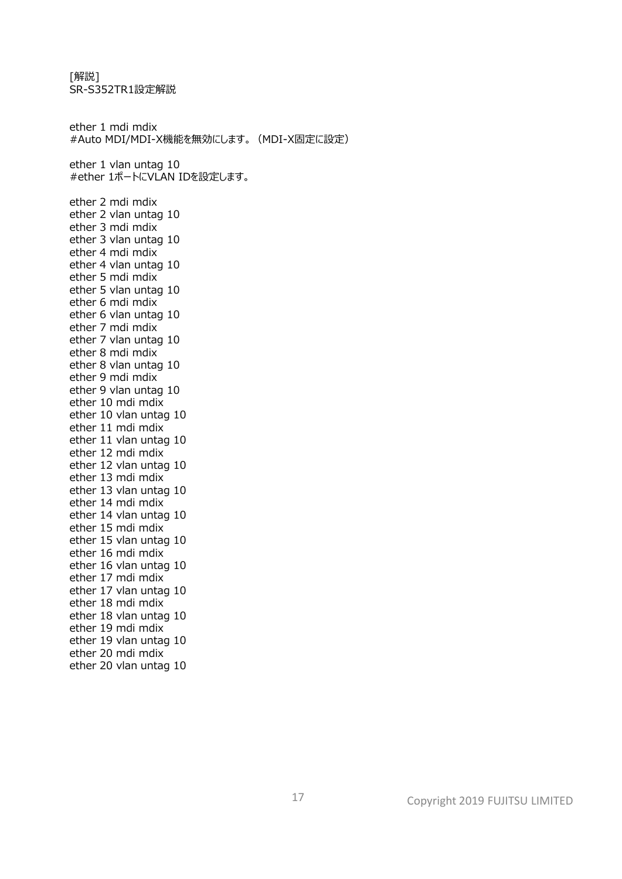[解説]
SR-S352TR1設定解説

```
ether 1 mdi mdix
#Auto MDI/MDI-X機能を無効にします。（MDI-X固定に設定）

ether 1 vlan untag 10
#ether 1ポートにVLAN IDを設定します。

ether 2 mdi mdix
ether 2 vlan untag 10
ether 3 mdi mdix
ether 3 vlan untag 10
ether 4 mdi mdix
ether 4 vlan untag 10
ether 5 mdi mdix
ether 5 vlan untag 10
ether 6 mdi mdix
ether 6 vlan untag 10
ether 7 mdi mdix
ether 7 vlan untag 10
ether 8 mdi mdix
ether 8 vlan untag 10
ether 9 mdi mdix
ether 9 vlan untag 10
ether 10 mdi mdix
ether 10 vlan untag 10
ether 11 mdi mdix
ether 11 vlan untag 10
ether 12 mdi mdix
ether 12 vlan untag 10
ether 13 mdi mdix
ether 13 vlan untag 10
ether 14 mdi mdix
ether 14 vlan untag 10
ether 15 mdi mdix
ether 15 vlan untag 10
ether 16 mdi mdix
ether 16 vlan untag 10
ether 17 mdi mdix
ether 17 vlan untag 10
ether 18 mdi mdix
ether 18 vlan untag 10
ether 19 mdi mdix
ether 19 vlan untag 10
ether 20 mdi mdix
ether 20 vlan untag 10
```

Copyright 2019 FUJITSU LIMITED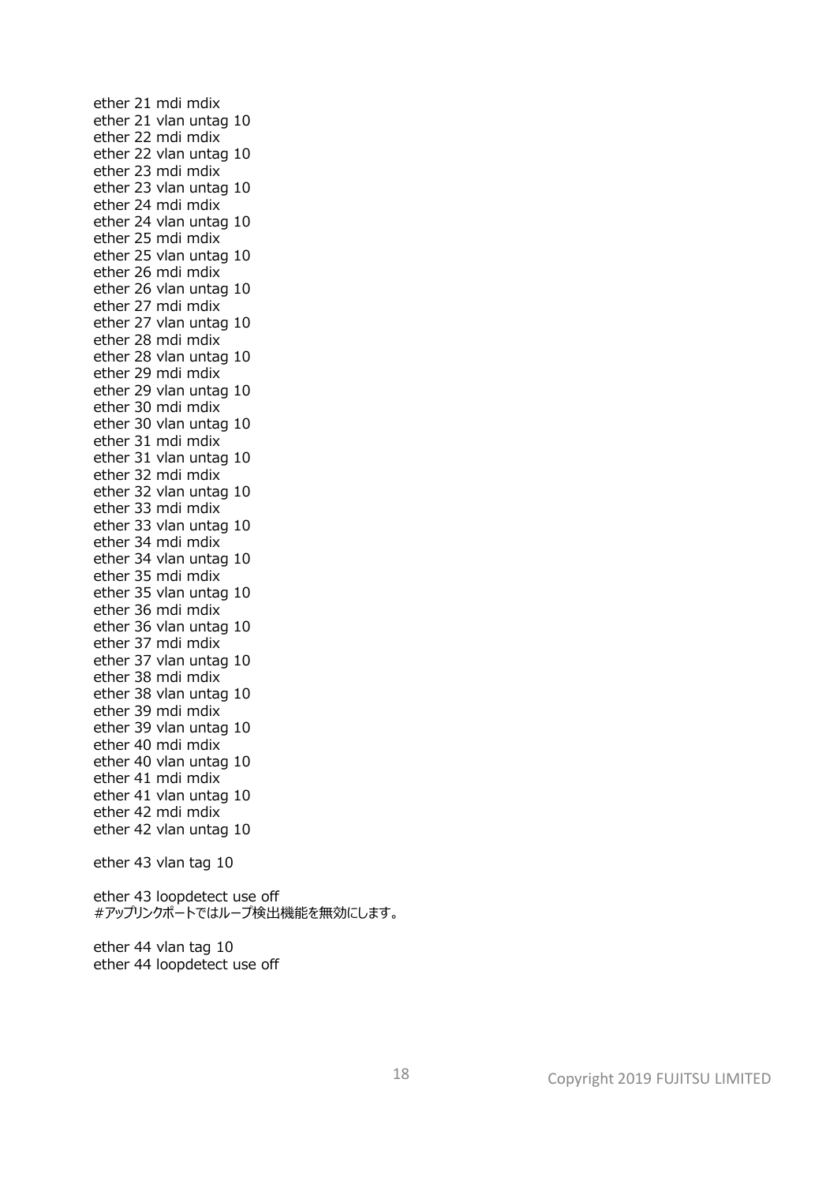```
ether 21 mdi mdix
ether 21 vlan untag 10
ether 22 mdi mdix
ether 22 vlan untag 10
ether 23 mdi mdix
ether 23 vlan untag 10
ether 24 mdi mdix
ether 24 vlan untag 10
ether 25 mdi mdix
ether 25 vlan untag 10
ether 26 mdi mdix
ether 26 vlan untag 10
ether 27 mdi mdix
ether 27 vlan untag 10
ether 28 mdi mdix
ether 28 vlan untag 10
ether 29 mdi mdix
ether 29 vlan untag 10
ether 30 mdi mdix
ether 30 vlan untag 10
ether 31 mdi mdix
ether 31 vlan untag 10
ether 32 mdi mdix
ether 32 vlan untag 10
ether 33 mdi mdix
ether 33 vlan untag 10
ether 34 mdi mdix
ether 34 vlan untag 10
ether 35 mdi mdix
ether 35 vlan untag 10
ether 36 mdi mdix
ether 36 vlan untag 10
ether 37 mdi mdix
ether 37 vlan untag 10
ether 38 mdi mdix
ether 38 vlan untag 10
ether 39 mdi mdix
ether 39 vlan untag 10
ether 40 mdi mdix
ether 40 vlan untag 10
ether 41 mdi mdix
ether 41 vlan untag 10
ether 42 mdi mdix
ether 42 vlan untag 10

ether 43 vlan tag 10

ether 43 loopdetect use off
#アップリンクポートではループ検出機能を無効にします。

ether 44 vlan tag 10
ether 44 loopdetect use off
```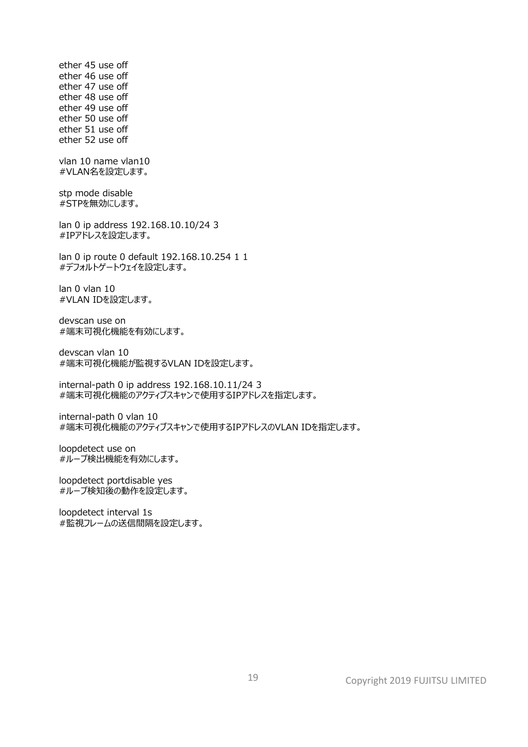ether 45 use off
ether 46 use off
ether 47 use off
ether 48 use off
ether 49 use off
ether 50 use off
ether 51 use off
ether 52 use off

vlan 10 name vlan10
#VLAN名を設定します。

stp mode disable
#STPを無効にします。

lan 0 ip address 192.168.10.10/24 3
#IPアドレスを設定します。

lan 0 ip route 0 default 192.168.10.254 1 1
#デフォルトゲートウェイを設定します。

lan 0 vlan 10
#VLAN IDを設定します。

devscan use on
#端末可視化機能を有効にします。

devscan vlan 10
#端末可視化機能が監視するVLAN IDを設定します。

internal-path 0 ip address 192.168.10.11/24 3
#端末可視化機能のアクティブスキャンで使用するIPアドレスを指定します。

internal-path 0 vlan 10
#端末可視化機能のアクティブスキャンで使用するIPアドレスのVLAN IDを指定します。

loopdetect use on
#ループ検出機能を有効にします。

loopdetect portdisable yes
#ループ検知後の動作を設定します。

loopdetect interval 1s
#監視フレームの送信間隔を設定します。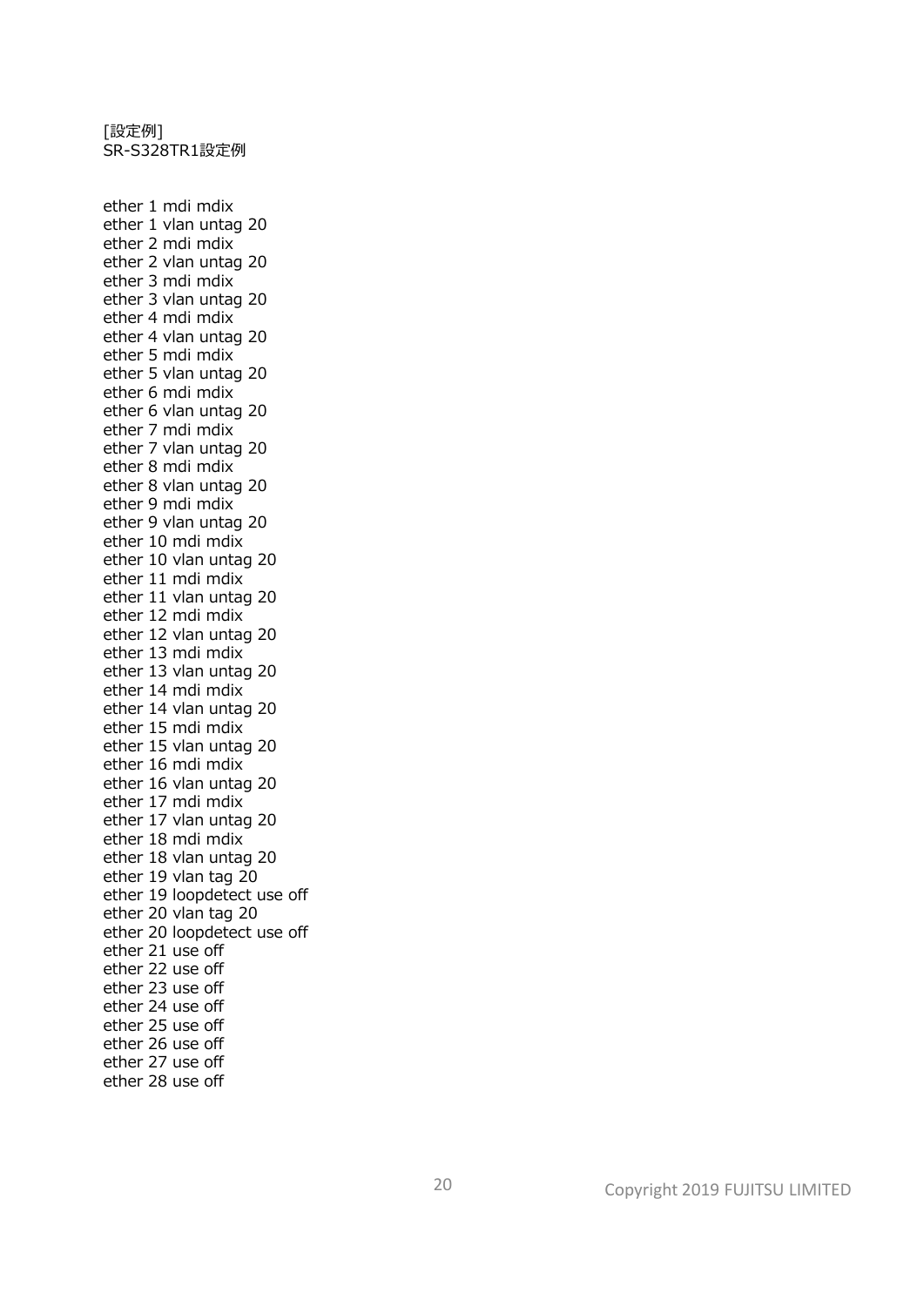[設定例]
SR-S328TR1設定例

```
ether 1 mdi mdix
ether 1 vlan untag 20
ether 2 mdi mdix
ether 2 vlan untag 20
ether 3 mdi mdix
ether 3 vlan untag 20
ether 4 mdi mdix
ether 4 vlan untag 20
ether 5 mdi mdix
ether 5 vlan untag 20
ether 6 mdi mdix
ether 6 vlan untag 20
ether 7 mdi mdix
ether 7 vlan untag 20
ether 8 mdi mdix
ether 8 vlan untag 20
ether 9 mdi mdix
ether 9 vlan untag 20
ether 10 mdi mdix
ether 10 vlan untag 20
ether 11 mdi mdix
ether 11 vlan untag 20
ether 12 mdi mdix
ether 12 vlan untag 20
ether 13 mdi mdix
ether 13 vlan untag 20
ether 14 mdi mdix
ether 14 vlan untag 20
ether 15 mdi mdix
ether 15 vlan untag 20
ether 16 mdi mdix
ether 16 vlan untag 20
ether 17 mdi mdix
ether 17 vlan untag 20
ether 18 mdi mdix
ether 18 vlan untag 20
ether 19 vlan tag 20
ether 19 loopdetect use off
ether 20 vlan tag 20
ether 20 loopdetect use off
ether 21 use off
ether 22 use off
ether 23 use off
ether 24 use off
ether 25 use off
ether 26 use off
ether 27 use off
ether 28 use off
```

Copyright 2019 FUJITSU LIMITED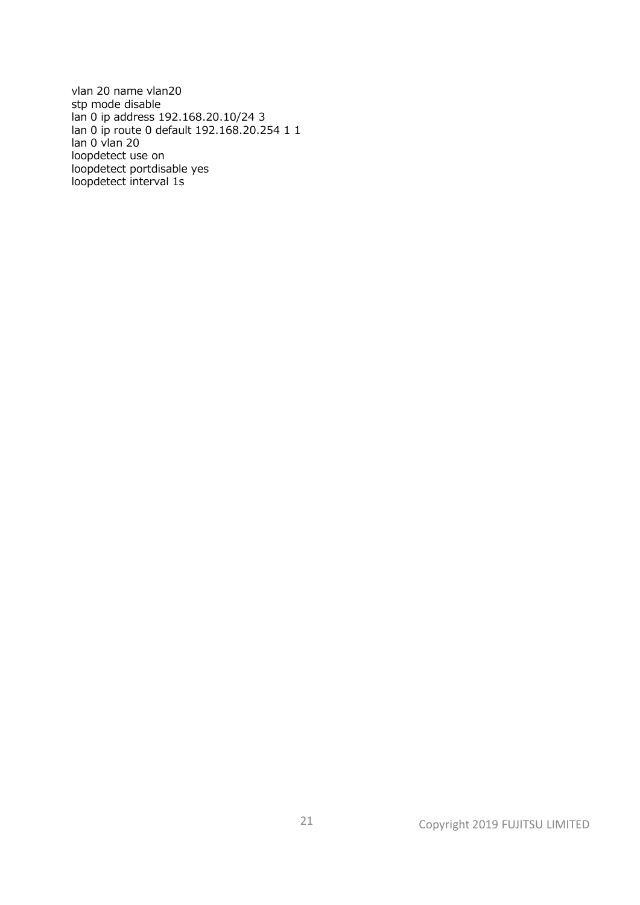```
vlan 20 name vlan20
stp mode disable
lan 0 ip address 192.168.20.10/24 3
lan 0 ip route 0 default 192.168.20.254 1 1
lan 0 vlan 20
loopdetect use on
loopdetect portdisable yes
loopdetect interval 1s
```

Copyright 2019 FUJITSU LIMITED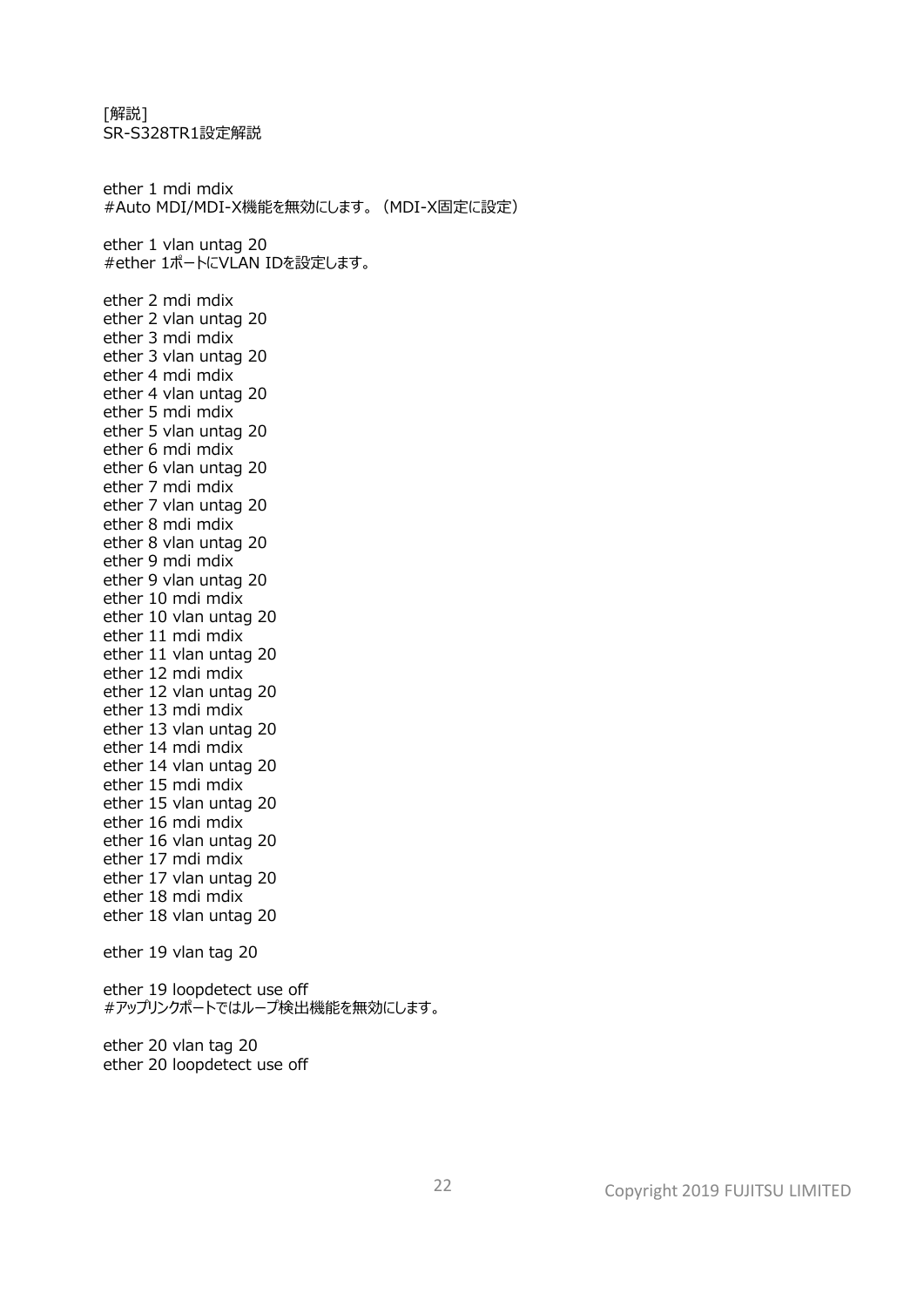[解説]
SR-S328TR1設定解説

ether 1 mdi mdix
#Auto MDI/MDI-X機能を無効にします。（MDI-X固定に設定）

ether 1 vlan untag 20
#ether 1ポートにVLAN IDを設定します。

ether 2 mdi mdix
ether 2 vlan untag 20
ether 3 mdi mdix
ether 3 vlan untag 20
ether 4 mdi mdix
ether 4 vlan untag 20
ether 5 mdi mdix
ether 5 vlan untag 20
ether 6 mdi mdix
ether 6 vlan untag 20
ether 7 mdi mdix
ether 7 vlan untag 20
ether 8 mdi mdix
ether 8 vlan untag 20
ether 9 mdi mdix
ether 9 vlan untag 20
ether 10 mdi mdix
ether 10 vlan untag 20
ether 11 mdi mdix
ether 11 vlan untag 20
ether 12 mdi mdix
ether 12 vlan untag 20
ether 13 mdi mdix
ether 13 vlan untag 20
ether 14 mdi mdix
ether 14 vlan untag 20
ether 15 mdi mdix
ether 15 vlan untag 20
ether 16 mdi mdix
ether 16 vlan untag 20
ether 17 mdi mdix
ether 17 vlan untag 20
ether 18 mdi mdix
ether 18 vlan untag 20

ether 19 vlan tag 20

ether 19 loopdetect use off
#アップリンクポートではループ検出機能を無効にします。

ether 20 vlan tag 20
ether 20 loopdetect use off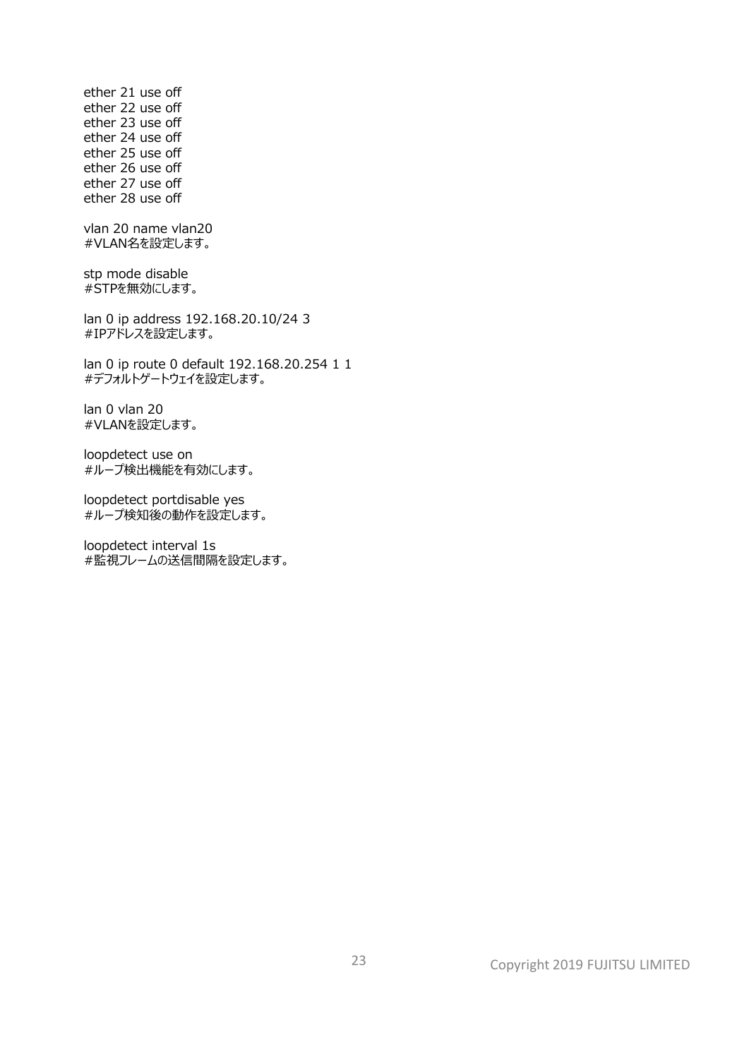ether 21 use off
ether 22 use off
ether 23 use off
ether 24 use off
ether 25 use off
ether 26 use off
ether 27 use off
ether 28 use off

vlan 20 name vlan20
#VLAN名を設定します。

stp mode disable
#STPを無効にします。

lan 0 ip address 192.168.20.10/24 3
#IPアドレスを設定します。

lan 0 ip route 0 default 192.168.20.254 1 1
#デフォルトゲートウェイを設定します。

lan 0 vlan 20
#VLANを設定します。

loopdetect use on
#ループ検出機能を有効にします。

loopdetect portdisable yes
#ループ検知後の動作を設定します。

loopdetect interval 1s
#監視フレームの送信間隔を設定します。